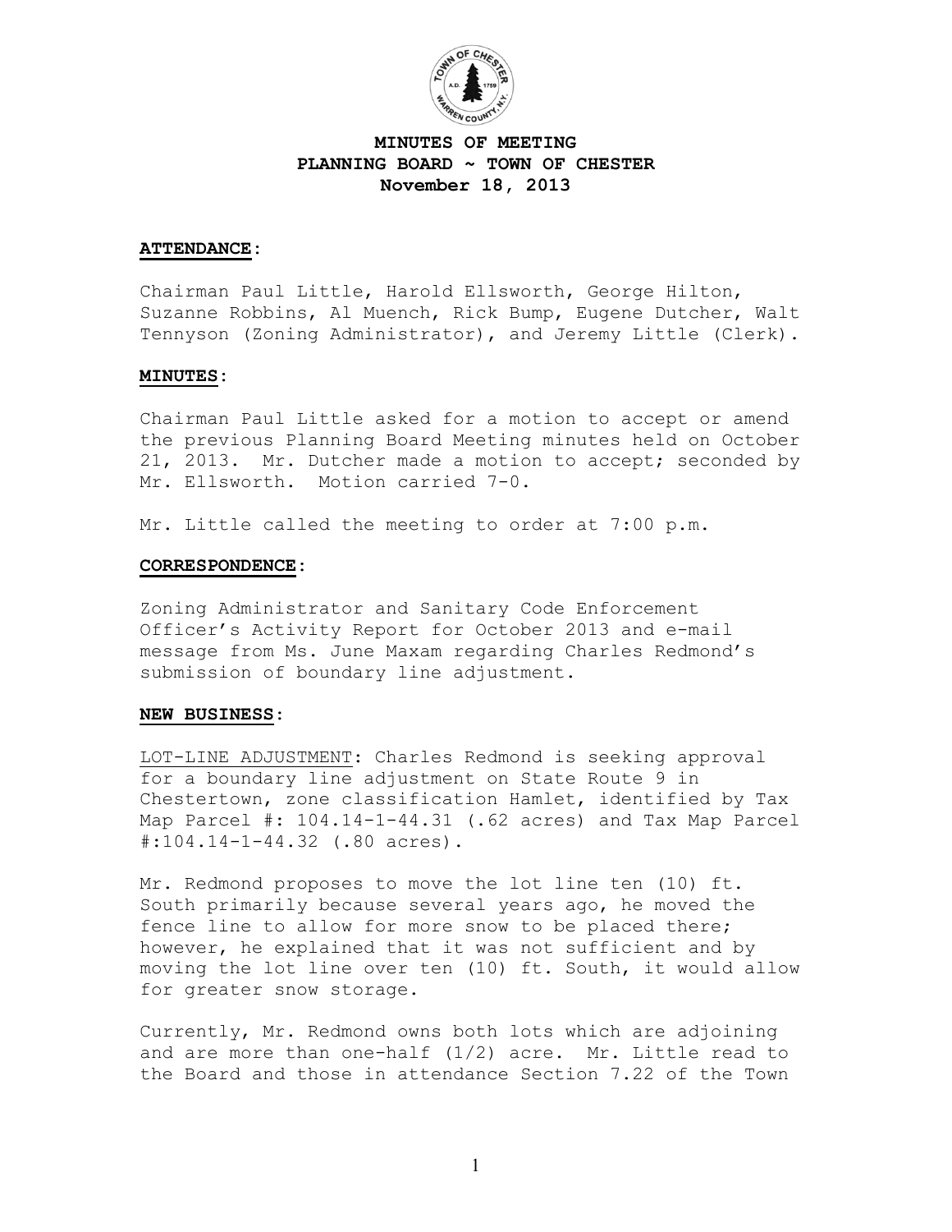# MINUTES OF MEETING
## PLANNING BOARD ~ TOWN OF CHESTER
### November 18, 2013

**ATTENDANCE:**

Chairman Paul Little, Harold Ellsworth, George Hilton, Suzanne Robbins, Al Muench, Rick Bump, Eugene Dutcher, Walt Tennyson (Zoning Administrator), and Jeremy Little (Clerk).

**MINUTES:**

Chairman Paul Little asked for a motion to accept or amend the previous Planning Board Meeting minutes held on October 21, 2013. Mr. Dutcher made a motion to accept; seconded by Mr. Ellsworth. Motion carried 7-0.

Mr. Little called the meeting to order at 7:00 p.m.

**CORRESPONDENCE:**

Zoning Administrator and Sanitary Code Enforcement Officer's Activity Report for October 2013 and e-mail message from Ms. June Maxam regarding Charles Redmond's submission of boundary line adjustment.

**NEW BUSINESS:**

LOT-LINE ADJUSTMENT: Charles Redmond is seeking approval for a boundary line adjustment on State Route 9 in Chestertown, zone classification Hamlet, identified by Tax Map Parcel #: 104.14-1-44.31 (.62 acres) and Tax Map Parcel #:104.14-1-44.32 (.80 acres).

Mr. Redmond proposes to move the lot line ten (10) ft. South primarily because several years ago, he moved the fence line to allow for more snow to be placed there; however, he explained that it was not sufficient and by moving the lot line over ten (10) ft. South, it would allow for greater snow storage.

Currently, Mr. Redmond owns both lots which are adjoining and are more than one-half (1/2) acre. Mr. Little read to the Board and those in attendance Section 7.22 of the Town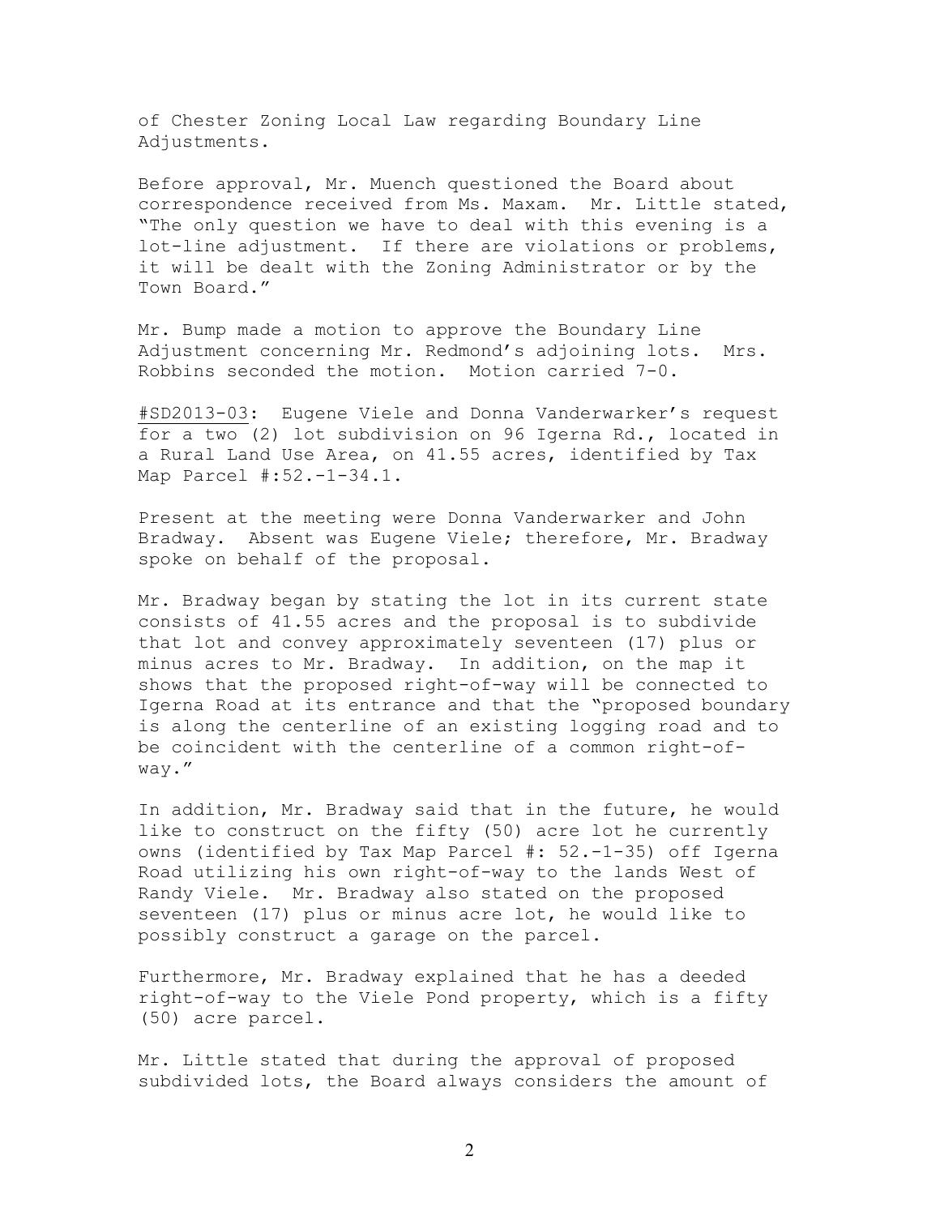of Chester Zoning Local Law regarding Boundary Line Adjustments.

Before approval, Mr. Muench questioned the Board about correspondence received from Ms. Maxam. Mr. Little stated, "The only question we have to deal with this evening is a lot-line adjustment. If there are violations or problems, it will be dealt with the Zoning Administrator or by the Town Board."

Mr. Bump made a motion to approve the Boundary Line Adjustment concerning Mr. Redmond's adjoining lots. Mrs. Robbins seconded the motion. Motion carried 7-0.

#SD2013-03: Eugene Viele and Donna Vanderwarker's request for a two (2) lot subdivision on 96 Igerna Rd., located in a Rural Land Use Area, on 41.55 acres, identified by Tax Map Parcel #:52.-1-34.1.

Present at the meeting were Donna Vanderwarker and John Bradway. Absent was Eugene Viele; therefore, Mr. Bradway spoke on behalf of the proposal.

Mr. Bradway began by stating the lot in its current state consists of 41.55 acres and the proposal is to subdivide that lot and convey approximately seventeen (17) plus or minus acres to Mr. Bradway. In addition, on the map it shows that the proposed right-of-way will be connected to Igerna Road at its entrance and that the "proposed boundary is along the centerline of an existing logging road and to be coincident with the centerline of a common right-of-way."

In addition, Mr. Bradway said that in the future, he would like to construct on the fifty (50) acre lot he currently owns (identified by Tax Map Parcel #: 52.-1-35) off Igerna Road utilizing his own right-of-way to the lands West of Randy Viele. Mr. Bradway also stated on the proposed seventeen (17) plus or minus acre lot, he would like to possibly construct a garage on the parcel.

Furthermore, Mr. Bradway explained that he has a deeded right-of-way to the Viele Pond property, which is a fifty (50) acre parcel.

Mr. Little stated that during the approval of proposed subdivided lots, the Board always considers the amount of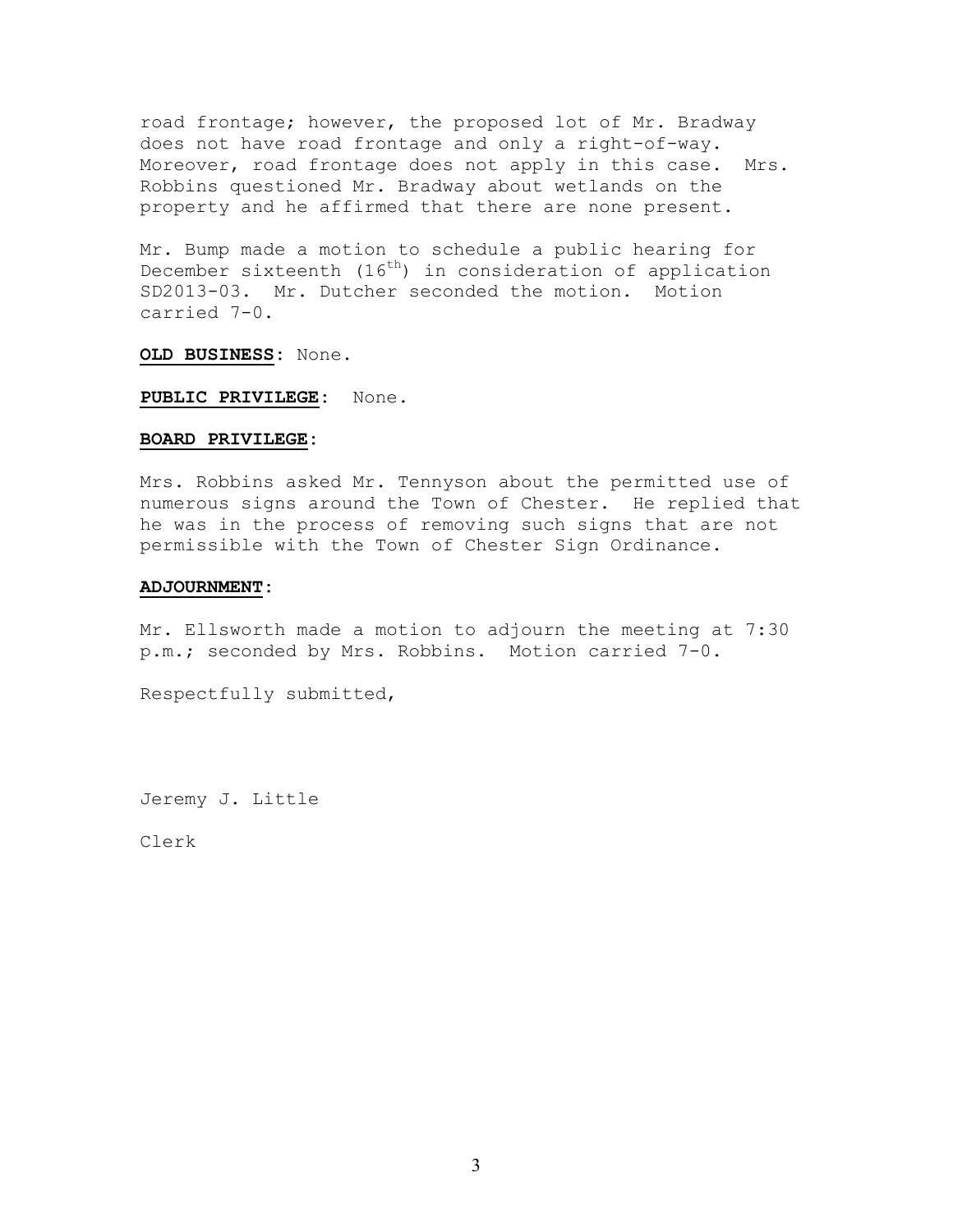road frontage; however, the proposed lot of Mr. Bradway does not have road frontage and only a right-of-way. Moreover, road frontage does not apply in this case. Mrs. Robbins questioned Mr. Bradway about wetlands on the property and he affirmed that there are none present.

Mr. Bump made a motion to schedule a public hearing for December sixteenth ($16^{th}$) in consideration of application SD2013-03. Mr. Dutcher seconded the motion. Motion carried 7-0.

**OLD BUSINESS**: None.

**PUBLIC PRIVILEGE**: None.

**BOARD PRIVILEGE**:

Mrs. Robbins asked Mr. Tennyson about the permitted use of numerous signs around the Town of Chester. He replied that he was in the process of removing such signs that are not permissible with the Town of Chester Sign Ordinance.

**ADJOURNMENT**:

Mr. Ellsworth made a motion to adjourn the meeting at 7:30 p.m.; seconded by Mrs. Robbins. Motion carried 7-0.

Respectfully submitted,

Jeremy J. Little

Clerk